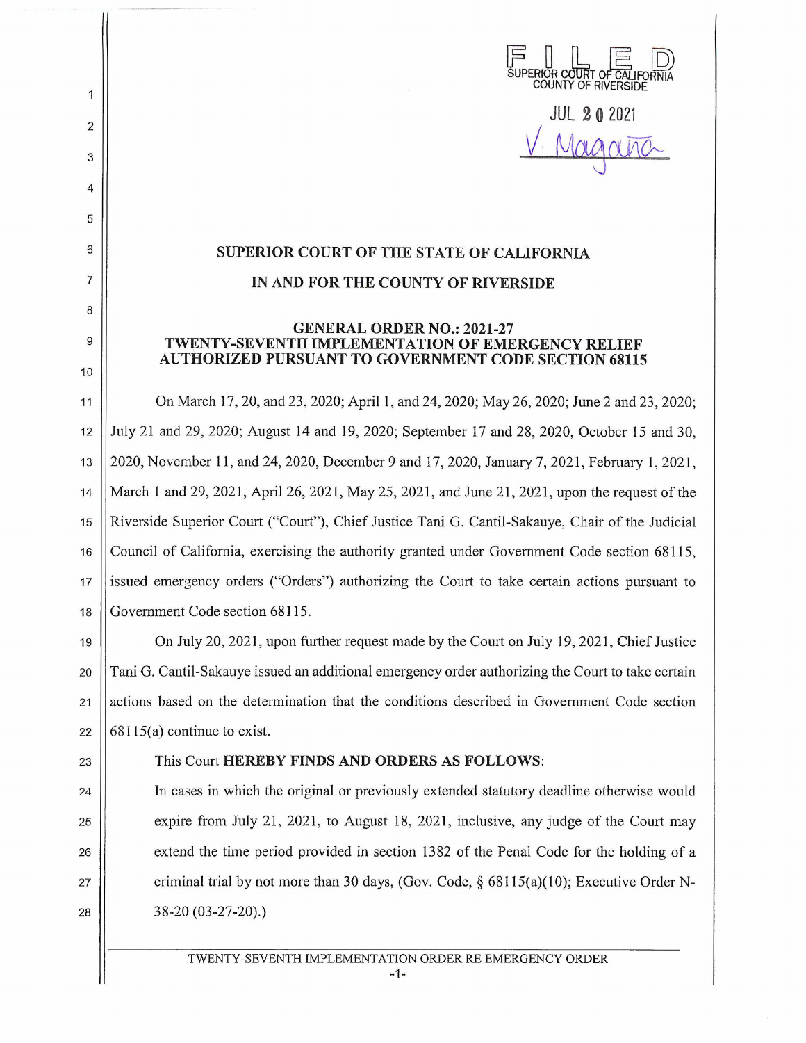FILED
SUPERIOR COURT OF CALIFORNIA
COUNTY OF RIVERSIDE

JUL 20 2021

V. Magana

# SUPERIOR COURT OF THE STATE OF CALIFORNIA

# IN AND FOR THE COUNTY OF RIVERSIDE

## GENERAL ORDER NO.: 2021-27
## TWENTY-SEVENTH IMPLEMENTATION OF EMERGENCY RELIEF AUTHORIZED PURSUANT TO GOVERNMENT CODE SECTION 68115

On March 17, 20, and 23, 2020; April 1, and 24, 2020; May 26, 2020; June 2 and 23, 2020; July 21 and 29, 2020; August 14 and 19, 2020; September 17 and 28, 2020, October 15 and 30, 2020, November 11, and 24, 2020, December 9 and 17, 2020, January 7, 2021, February 1, 2021, March 1 and 29, 2021, April 26, 2021, May 25, 2021, and June 21, 2021, upon the request of the Riverside Superior Court ("Court"), Chief Justice Tani G. Cantil-Sakauye, Chair of the Judicial Council of California, exercising the authority granted under Government Code section 68115, issued emergency orders ("Orders") authorizing the Court to take certain actions pursuant to Government Code section 68115.

On July 20, 2021, upon further request made by the Court on July 19, 2021, Chief Justice Tani G. Cantil-Sakauye issued an additional emergency order authorizing the Court to take certain actions based on the determination that the conditions described in Government Code section 68115(a) continue to exist.

This Court **HEREBY FINDS AND ORDERS AS FOLLOWS**:

In cases in which the original or previously extended statutory deadline otherwise would expire from July 21, 2021, to August 18, 2021, inclusive, any judge of the Court may extend the time period provided in section 1382 of the Penal Code for the holding of a criminal trial by not more than 30 days, (Gov. Code, § 68115(a)(10); Executive Order N-38-20 (03-27-20).)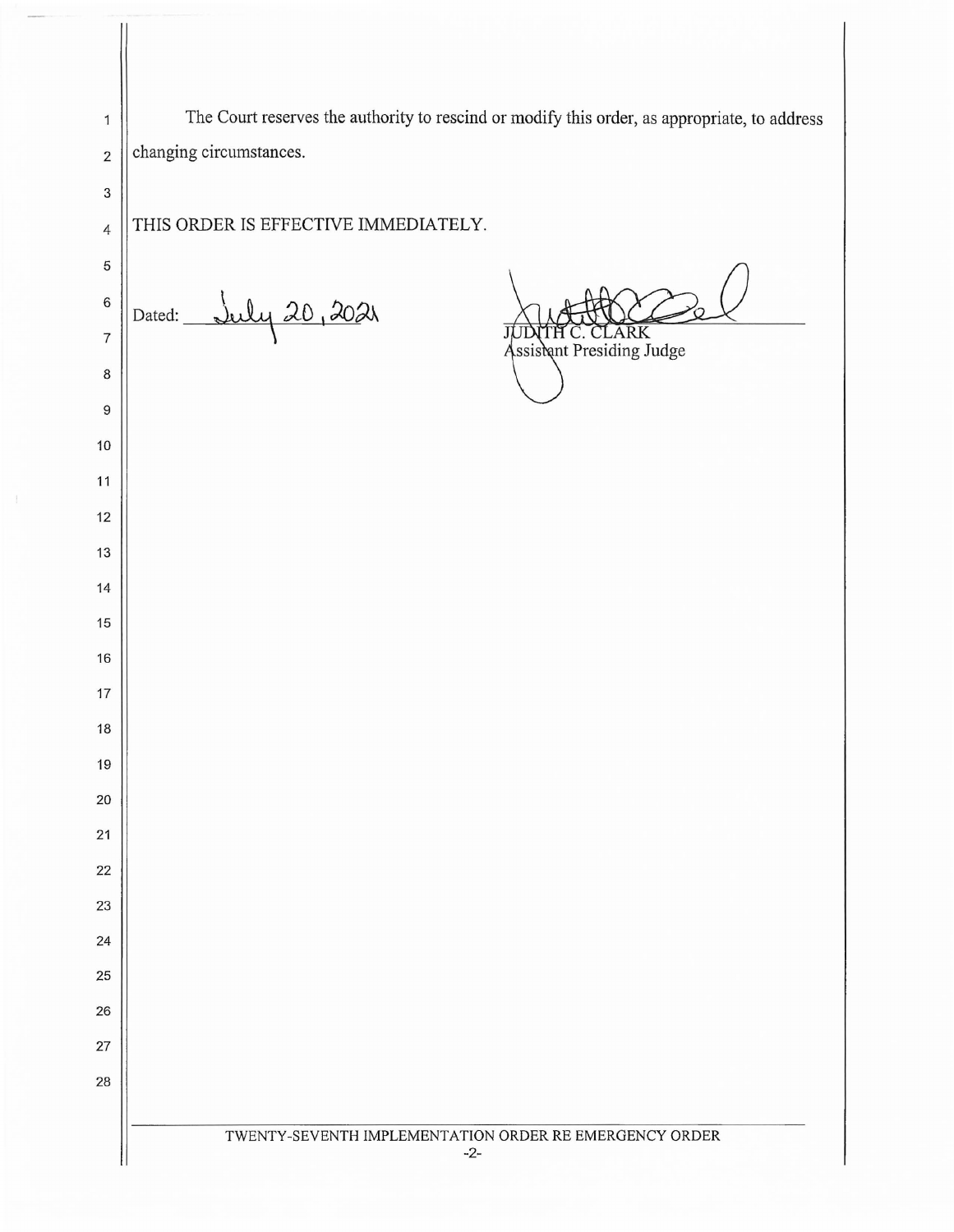The Court reserves the authority to rescind or modify this order, as appropriate, to address changing circumstances.

THIS ORDER IS EFFECTIVE IMMEDIATELY.

Dated: July 20, 2021

JUDITH C. CLARK
Assistant Presiding Judge

TWENTY-SEVENTH IMPLEMENTATION ORDER RE EMERGENCY ORDER